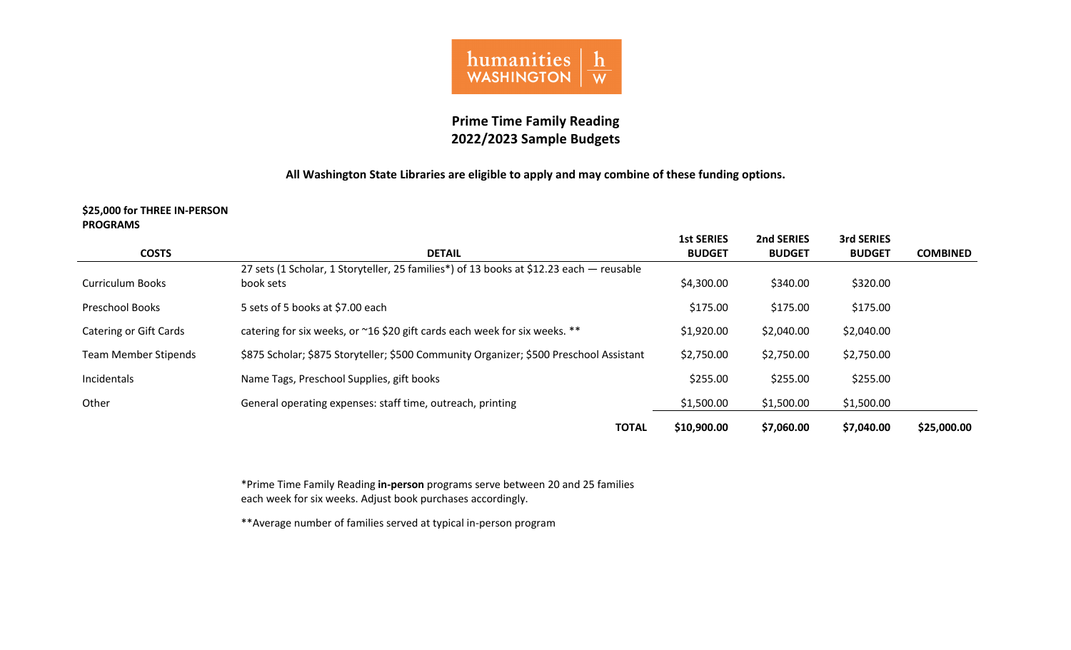humanities WASHINGTON | h/W

# Prime Time Family Reading
# 2022/2023 Sample Budgets

**All Washington State Libraries are eligible to apply and may combine of these funding options.**

**$25,000 for THREE IN-PERSON PROGRAMS**

| COSTS | DETAIL | 1st SERIES BUDGET | 2nd SERIES BUDGET | 3rd SERIES BUDGET | COMBINED |
|---|---|---|---|---|---|
| Curriculum Books | 27 sets (1 Scholar, 1 Storyteller, 25 families*) of 13 books at $12.23 each — reusable book sets | $4,300.00 | $340.00 | $320.00 | |
| Preschool Books | 5 sets of 5 books at $7.00 each | $175.00 | $175.00 | $175.00 | |
| Catering or Gift Cards | catering for six weeks, or ~16 $20 gift cards each week for six weeks. ** | $1,920.00 | $2,040.00 | $2,040.00 | |
| Team Member Stipends | $875 Scholar; $875 Storyteller; $500 Community Organizer; $500 Preschool Assistant | $2,750.00 | $2,750.00 | $2,750.00 | |
| Incidentals | Name Tags, Preschool Supplies, gift books | $255.00 | $255.00 | $255.00 | |
| Other | General operating expenses: staff time, outreach, printing | $1,500.00 | $1,500.00 | $1,500.00 | |
| | **TOTAL** | **$10,900.00** | **$7,060.00** | **$7,040.00** | **$25,000.00** |

*Prime Time Family Reading **in-person** programs serve between 20 and 25 families each week for six weeks. Adjust book purchases accordingly.

**Average number of families served at typical in-person program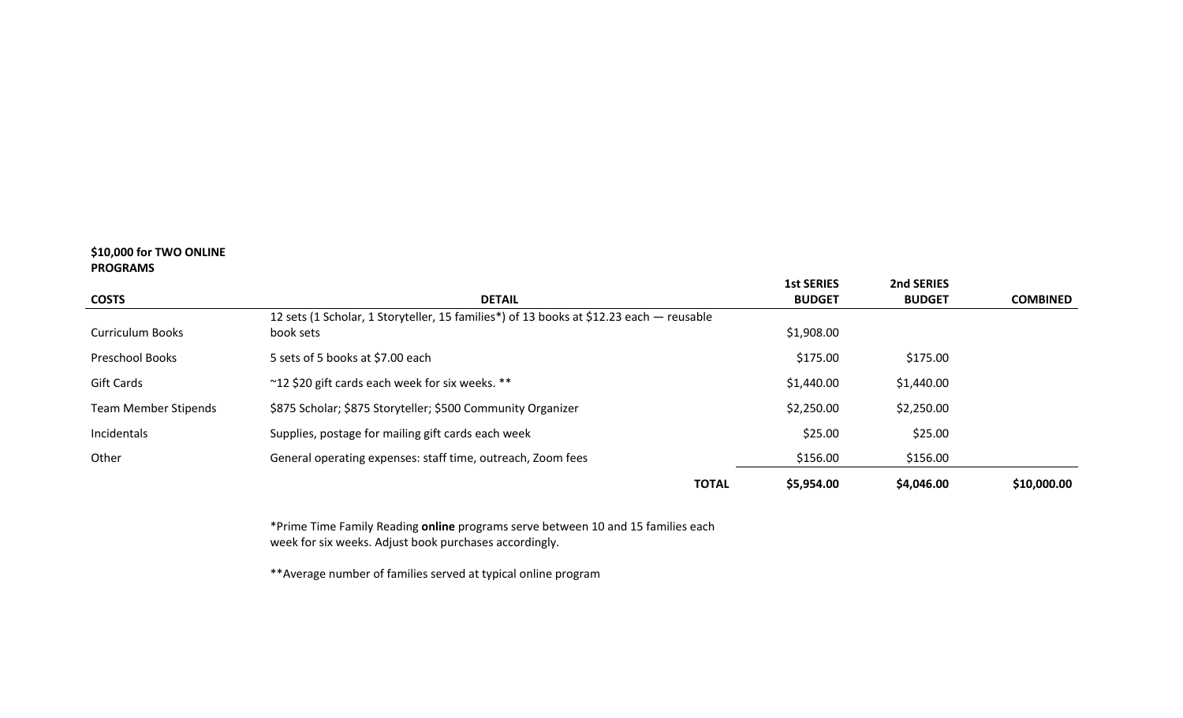**$10,000 for TWO ONLINE PROGRAMS**

| COSTS | DETAIL | 1st SERIES BUDGET | 2nd SERIES BUDGET | COMBINED |
|---|---|---|---|---|
| Curriculum Books | 12 sets (1 Scholar, 1 Storyteller, 15 families*) of 13 books at $12.23 each — reusable book sets | $1,908.00 | | |
| Preschool Books | 5 sets of 5 books at $7.00 each | $175.00 | $175.00 | |
| Gift Cards | ~12 $20 gift cards each week for six weeks. ** | $1,440.00 | $1,440.00 | |
| Team Member Stipends | $875 Scholar; $875 Storyteller; $500 Community Organizer | $2,250.00 | $2,250.00 | |
| Incidentals | Supplies, postage for mailing gift cards each week | $25.00 | $25.00 | |
| Other | General operating expenses: staff time, outreach, Zoom fees | $156.00 | $156.00 | |
| | **TOTAL** | **$5,954.00** | **$4,046.00** | **$10,000.00** |

*Prime Time Family Reading **online** programs serve between 10 and 15 families each week for six weeks. Adjust book purchases accordingly.

**Average number of families served at typical online program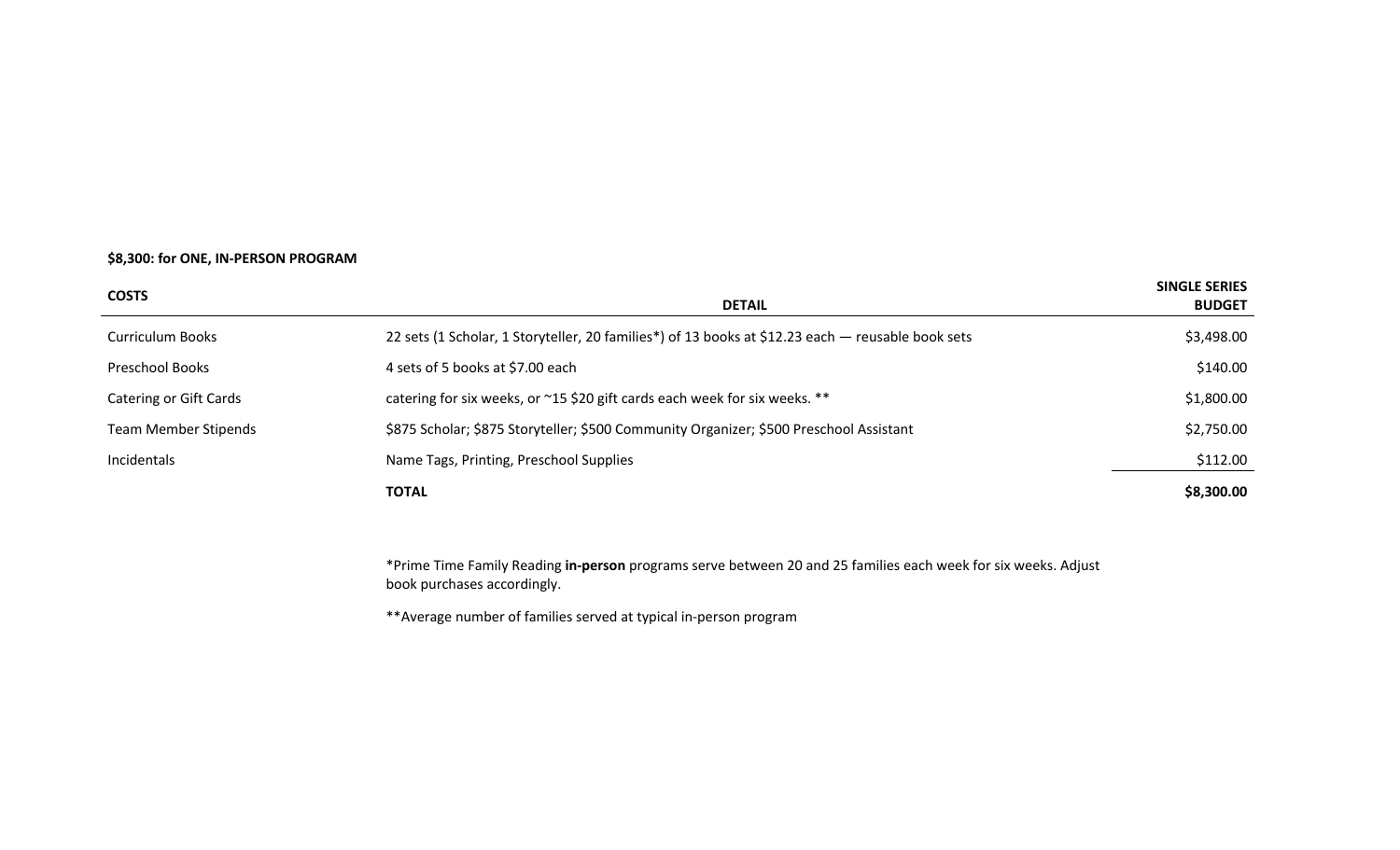**$8,300: for ONE, IN-PERSON PROGRAM**

| COSTS | DETAIL | SINGLE SERIES BUDGET |
|---|---|---|
| Curriculum Books | 22 sets (1 Scholar, 1 Storyteller, 20 families*) of 13 books at $12.23 each — reusable book sets | $3,498.00 |
| Preschool Books | 4 sets of 5 books at $7.00 each | $140.00 |
| Catering or Gift Cards | catering for six weeks, or ~15 $20 gift cards each week for six weeks. ** | $1,800.00 |
| Team Member Stipends | $875 Scholar; $875 Storyteller; $500 Community Organizer; $500 Preschool Assistant | $2,750.00 |
| Incidentals | Name Tags, Printing, Preschool Supplies | $112.00 |
| | **TOTAL** | **$8,300.00** |

*Prime Time Family Reading **in-person** programs serve between 20 and 25 families each week for six weeks. Adjust book purchases accordingly.

**Average number of families served at typical in-person program